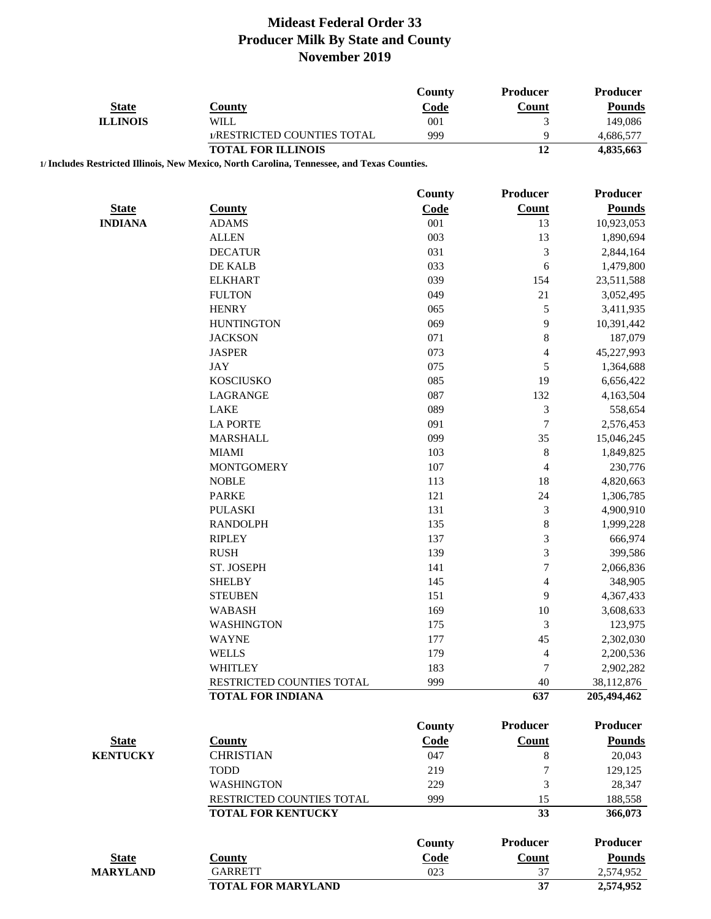# Mideast Federal Order 33
## Producer Milk By State and County
## November 2019

| State | County | County Code | Producer Count | Producer Pounds |
|---|---|---|---|---|
| ILLINOIS | WILL | 001 | 3 | 149,086 |
| | 1/RESTRICTED COUNTIES TOTAL | 999 | 9 | 4,686,577 |
| | **TOTAL FOR ILLINOIS** | | **12** | **4,835,663** |

**1/ Includes Restricted Illinois, New Mexico, North Carolina, Tennessee, and Texas Counties.**

| State | County | County Code | Producer Count | Producer Pounds |
|---|---|---|---|---|
| INDIANA | ADAMS | 001 | 13 | 10,923,053 |
| | ALLEN | 003 | 13 | 1,890,694 |
| | DECATUR | 031 | 3 | 2,844,164 |
| | DE KALB | 033 | 6 | 1,479,800 |
| | ELKHART | 039 | 154 | 23,511,588 |
| | FULTON | 049 | 21 | 3,052,495 |
| | HENRY | 065 | 5 | 3,411,935 |
| | HUNTINGTON | 069 | 9 | 10,391,442 |
| | JACKSON | 071 | 8 | 187,079 |
| | JASPER | 073 | 4 | 45,227,993 |
| | JAY | 075 | 5 | 1,364,688 |
| | KOSCIUSKO | 085 | 19 | 6,656,422 |
| | LAGRANGE | 087 | 132 | 4,163,504 |
| | LAKE | 089 | 3 | 558,654 |
| | LA PORTE | 091 | 7 | 2,576,453 |
| | MARSHALL | 099 | 35 | 15,046,245 |
| | MIAMI | 103 | 8 | 1,849,825 |
| | MONTGOMERY | 107 | 4 | 230,776 |
| | NOBLE | 113 | 18 | 4,820,663 |
| | PARKE | 121 | 24 | 1,306,785 |
| | PULASKI | 131 | 3 | 4,900,910 |
| | RANDOLPH | 135 | 8 | 1,999,228 |
| | RIPLEY | 137 | 3 | 666,974 |
| | RUSH | 139 | 3 | 399,586 |
| | ST. JOSEPH | 141 | 7 | 2,066,836 |
| | SHELBY | 145 | 4 | 348,905 |
| | STEUBEN | 151 | 9 | 4,367,433 |
| | WABASH | 169 | 10 | 3,608,633 |
| | WASHINGTON | 175 | 3 | 123,975 |
| | WAYNE | 177 | 45 | 2,302,030 |
| | WELLS | 179 | 4 | 2,200,536 |
| | WHITLEY | 183 | 7 | 2,902,282 |
| | RESTRICTED COUNTIES TOTAL | 999 | 40 | 38,112,876 |
| | **TOTAL FOR INDIANA** | | **637** | **205,494,462** |

| State | County | County Code | Producer Count | Producer Pounds |
|---|---|---|---|---|
| KENTUCKY | CHRISTIAN | 047 | 8 | 20,043 |
| | TODD | 219 | 7 | 129,125 |
| | WASHINGTON | 229 | 3 | 28,347 |
| | RESTRICTED COUNTIES TOTAL | 999 | 15 | 188,558 |
| | **TOTAL FOR KENTUCKY** | | **33** | **366,073** |

| State | County | County Code | Producer Count | Producer Pounds |
|---|---|---|---|---|
| MARYLAND | GARRETT | 023 | 37 | 2,574,952 |
| | **TOTAL FOR MARYLAND** | | **37** | **2,574,952** |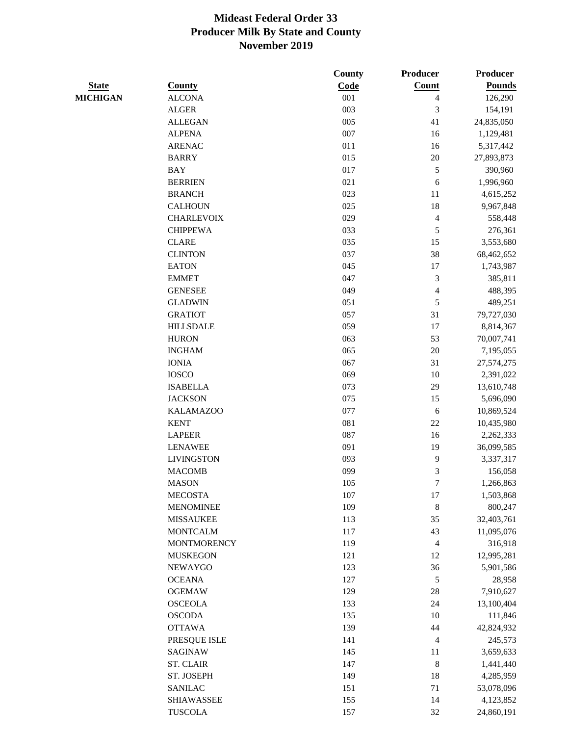# Mideast Federal Order 33
## Producer Milk By State and County
## November 2019

| State | County | County Code | Producer Count | Producer Pounds |
|---|---|---|---|---|
| MICHIGAN | ALCONA | 001 | 4 | 126,290 |
| | ALGER | 003 | 3 | 154,191 |
| | ALLEGAN | 005 | 41 | 24,835,050 |
| | ALPENA | 007 | 16 | 1,129,481 |
| | ARENAC | 011 | 16 | 5,317,442 |
| | BARRY | 015 | 20 | 27,893,873 |
| | BAY | 017 | 5 | 390,960 |
| | BERRIEN | 021 | 6 | 1,996,960 |
| | BRANCH | 023 | 11 | 4,615,252 |
| | CALHOUN | 025 | 18 | 9,967,848 |
| | CHARLEVOIX | 029 | 4 | 558,448 |
| | CHIPPEWA | 033 | 5 | 276,361 |
| | CLARE | 035 | 15 | 3,553,680 |
| | CLINTON | 037 | 38 | 68,462,652 |
| | EATON | 045 | 17 | 1,743,987 |
| | EMMET | 047 | 3 | 385,811 |
| | GENESEE | 049 | 4 | 488,395 |
| | GLADWIN | 051 | 5 | 489,251 |
| | GRATIOT | 057 | 31 | 79,727,030 |
| | HILLSDALE | 059 | 17 | 8,814,367 |
| | HURON | 063 | 53 | 70,007,741 |
| | INGHAM | 065 | 20 | 7,195,055 |
| | IONIA | 067 | 31 | 27,574,275 |
| | IOSCO | 069 | 10 | 2,391,022 |
| | ISABELLA | 073 | 29 | 13,610,748 |
| | JACKSON | 075 | 15 | 5,696,090 |
| | KALAMAZOO | 077 | 6 | 10,869,524 |
| | KENT | 081 | 22 | 10,435,980 |
| | LAPEER | 087 | 16 | 2,262,333 |
| | LENAWEE | 091 | 19 | 36,099,585 |
| | LIVINGSTON | 093 | 9 | 3,337,317 |
| | MACOMB | 099 | 3 | 156,058 |
| | MASON | 105 | 7 | 1,266,863 |
| | MECOSTA | 107 | 17 | 1,503,868 |
| | MENOMINEE | 109 | 8 | 800,247 |
| | MISSAUKEE | 113 | 35 | 32,403,761 |
| | MONTCALM | 117 | 43 | 11,095,076 |
| | MONTMORENCY | 119 | 4 | 316,918 |
| | MUSKEGON | 121 | 12 | 12,995,281 |
| | NEWAYGO | 123 | 36 | 5,901,586 |
| | OCEANA | 127 | 5 | 28,958 |
| | OGEMAW | 129 | 28 | 7,910,627 |
| | OSCEOLA | 133 | 24 | 13,100,404 |
| | OSCODA | 135 | 10 | 111,846 |
| | OTTAWA | 139 | 44 | 42,824,932 |
| | PRESQUE ISLE | 141 | 4 | 245,573 |
| | SAGINAW | 145 | 11 | 3,659,633 |
| | ST. CLAIR | 147 | 8 | 1,441,440 |
| | ST. JOSEPH | 149 | 18 | 4,285,959 |
| | SANILAC | 151 | 71 | 53,078,096 |
| | SHIAWASSEE | 155 | 14 | 4,123,852 |
| | TUSCOLA | 157 | 32 | 24,860,191 |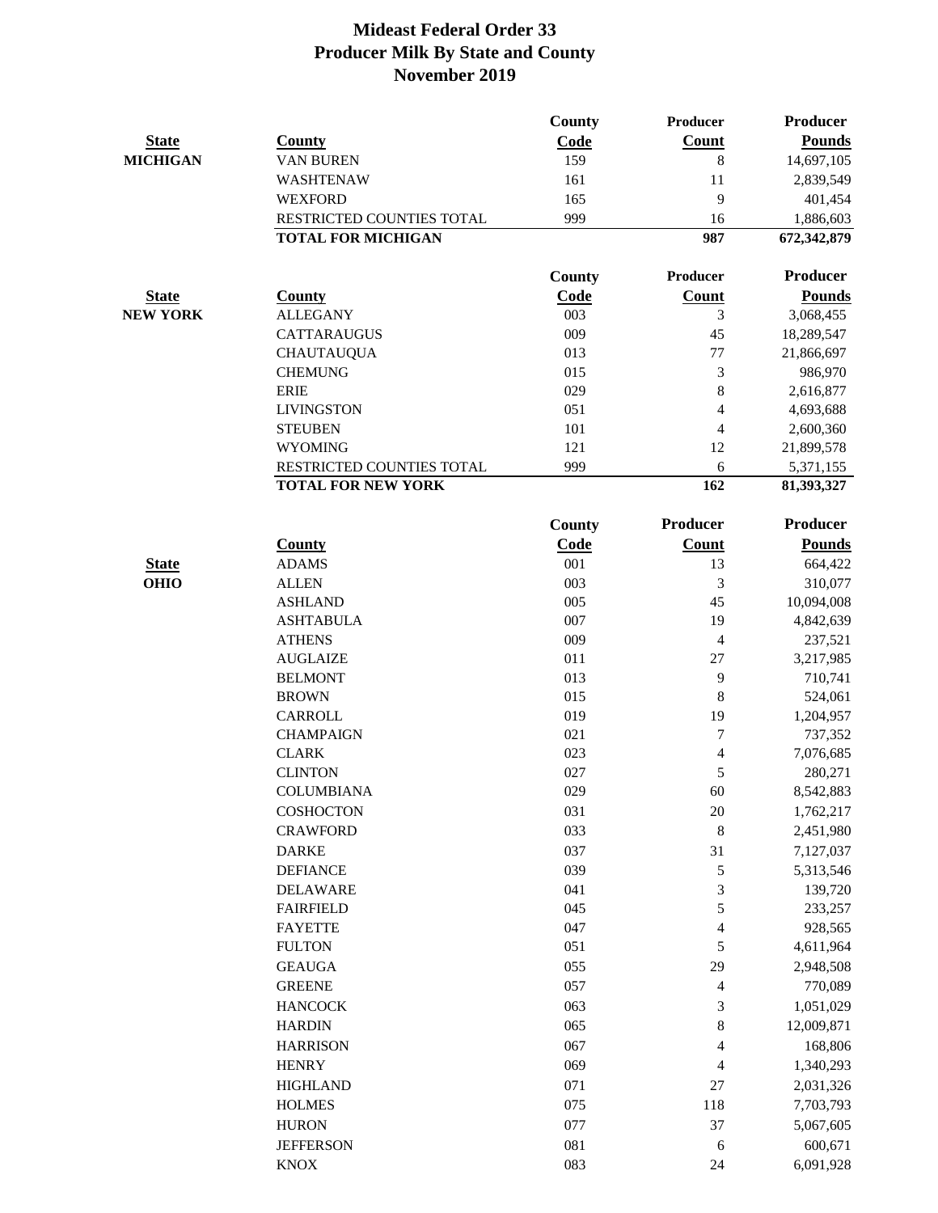# Mideast Federal Order 33
## Producer Milk By State and County
## November 2019

| State | County | County Code | Producer Count | Producer Pounds |
|---|---|---|---|---|
| MICHIGAN | VAN BUREN | 159 | 8 | 14,697,105 |
| | WASHTENAW | 161 | 11 | 2,839,549 |
| | WEXFORD | 165 | 9 | 401,454 |
| | RESTRICTED COUNTIES TOTAL | 999 | 16 | 1,886,603 |
| | **TOTAL FOR MICHIGAN** | | **987** | **672,342,879** |

| State | County | County Code | Producer Count | Producer Pounds |
|---|---|---|---|---|
| NEW YORK | ALLEGANY | 003 | 3 | 3,068,455 |
| | CATTARAUGUS | 009 | 45 | 18,289,547 |
| | CHAUTAUQUA | 013 | 77 | 21,866,697 |
| | CHEMUNG | 015 | 3 | 986,970 |
| | ERIE | 029 | 8 | 2,616,877 |
| | LIVINGSTON | 051 | 4 | 4,693,688 |
| | STEUBEN | 101 | 4 | 2,600,360 |
| | WYOMING | 121 | 12 | 21,899,578 |
| | RESTRICTED COUNTIES TOTAL | 999 | 6 | 5,371,155 |
| | **TOTAL FOR NEW YORK** | | **162** | **81,393,327** |

| State | County | County Code | Producer Count | Producer Pounds |
|---|---|---|---|---|
| OHIO | ADAMS | 001 | 13 | 664,422 |
| | ALLEN | 003 | 3 | 310,077 |
| | ASHLAND | 005 | 45 | 10,094,008 |
| | ASHTABULA | 007 | 19 | 4,842,639 |
| | ATHENS | 009 | 4 | 237,521 |
| | AUGLAIZE | 011 | 27 | 3,217,985 |
| | BELMONT | 013 | 9 | 710,741 |
| | BROWN | 015 | 8 | 524,061 |
| | CARROLL | 019 | 19 | 1,204,957 |
| | CHAMPAIGN | 021 | 7 | 737,352 |
| | CLARK | 023 | 4 | 7,076,685 |
| | CLINTON | 027 | 5 | 280,271 |
| | COLUMBIANA | 029 | 60 | 8,542,883 |
| | COSHOCTON | 031 | 20 | 1,762,217 |
| | CRAWFORD | 033 | 8 | 2,451,980 |
| | DARKE | 037 | 31 | 7,127,037 |
| | DEFIANCE | 039 | 5 | 5,313,546 |
| | DELAWARE | 041 | 3 | 139,720 |
| | FAIRFIELD | 045 | 5 | 233,257 |
| | FAYETTE | 047 | 4 | 928,565 |
| | FULTON | 051 | 5 | 4,611,964 |
| | GEAUGA | 055 | 29 | 2,948,508 |
| | GREENE | 057 | 4 | 770,089 |
| | HANCOCK | 063 | 3 | 1,051,029 |
| | HARDIN | 065 | 8 | 12,009,871 |
| | HARRISON | 067 | 4 | 168,806 |
| | HENRY | 069 | 4 | 1,340,293 |
| | HIGHLAND | 071 | 27 | 2,031,326 |
| | HOLMES | 075 | 118 | 7,703,793 |
| | HURON | 077 | 37 | 5,067,605 |
| | JEFFERSON | 081 | 6 | 600,671 |
| | KNOX | 083 | 24 | 6,091,928 |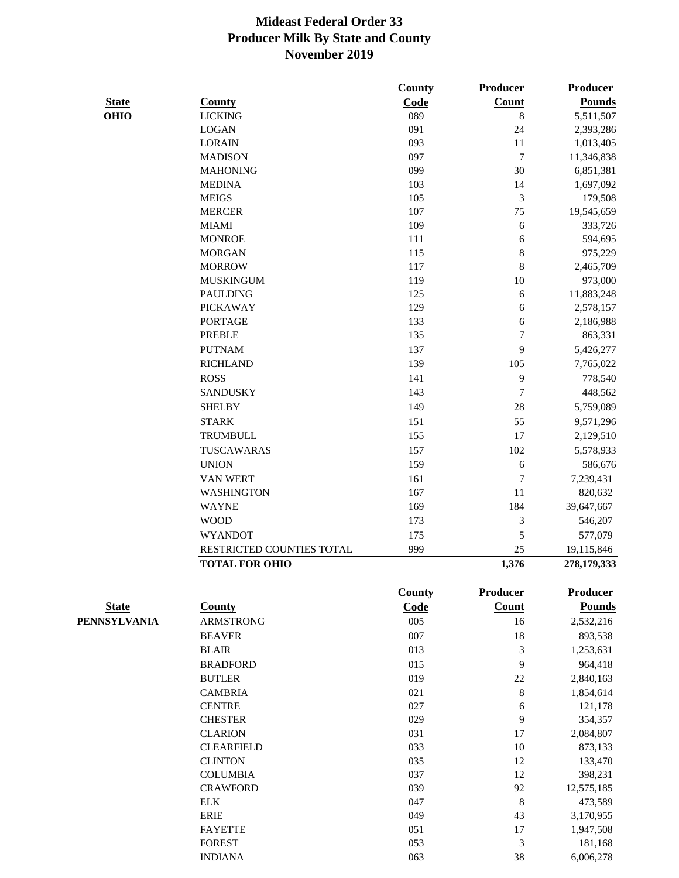# Mideast Federal Order 33
## Producer Milk By State and County
### November 2019

| State | County | County Code | Producer Count | Producer Pounds |
|---|---|---|---|---|
| OHIO | LICKING | 089 | 8 | 5,511,507 |
| | LOGAN | 091 | 24 | 2,393,286 |
| | LORAIN | 093 | 11 | 1,013,405 |
| | MADISON | 097 | 7 | 11,346,838 |
| | MAHONING | 099 | 30 | 6,851,381 |
| | MEDINA | 103 | 14 | 1,697,092 |
| | MEIGS | 105 | 3 | 179,508 |
| | MERCER | 107 | 75 | 19,545,659 |
| | MIAMI | 109 | 6 | 333,726 |
| | MONROE | 111 | 6 | 594,695 |
| | MORGAN | 115 | 8 | 975,229 |
| | MORROW | 117 | 8 | 2,465,709 |
| | MUSKINGUM | 119 | 10 | 973,000 |
| | PAULDING | 125 | 6 | 11,883,248 |
| | PICKAWAY | 129 | 6 | 2,578,157 |
| | PORTAGE | 133 | 6 | 2,186,988 |
| | PREBLE | 135 | 7 | 863,331 |
| | PUTNAM | 137 | 9 | 5,426,277 |
| | RICHLAND | 139 | 105 | 7,765,022 |
| | ROSS | 141 | 9 | 778,540 |
| | SANDUSKY | 143 | 7 | 448,562 |
| | SHELBY | 149 | 28 | 5,759,089 |
| | STARK | 151 | 55 | 9,571,296 |
| | TRUMBULL | 155 | 17 | 2,129,510 |
| | TUSCAWARAS | 157 | 102 | 5,578,933 |
| | UNION | 159 | 6 | 586,676 |
| | VAN WERT | 161 | 7 | 7,239,431 |
| | WASHINGTON | 167 | 11 | 820,632 |
| | WAYNE | 169 | 184 | 39,647,667 |
| | WOOD | 173 | 3 | 546,207 |
| | WYANDOT | 175 | 5 | 577,079 |
| | RESTRICTED COUNTIES TOTAL | 999 | 25 | 19,115,846 |
| | **TOTAL FOR OHIO** | | **1,376** | **278,179,333** |

| State | County | County Code | Producer Count | Producer Pounds |
|---|---|---|---|---|
| PENNSYLVANIA | ARMSTRONG | 005 | 16 | 2,532,216 |
| | BEAVER | 007 | 18 | 893,538 |
| | BLAIR | 013 | 3 | 1,253,631 |
| | BRADFORD | 015 | 9 | 964,418 |
| | BUTLER | 019 | 22 | 2,840,163 |
| | CAMBRIA | 021 | 8 | 1,854,614 |
| | CENTRE | 027 | 6 | 121,178 |
| | CHESTER | 029 | 9 | 354,357 |
| | CLARION | 031 | 17 | 2,084,807 |
| | CLEARFIELD | 033 | 10 | 873,133 |
| | CLINTON | 035 | 12 | 133,470 |
| | COLUMBIA | 037 | 12 | 398,231 |
| | CRAWFORD | 039 | 92 | 12,575,185 |
| | ELK | 047 | 8 | 473,589 |
| | ERIE | 049 | 43 | 3,170,955 |
| | FAYETTE | 051 | 17 | 1,947,508 |
| | FOREST | 053 | 3 | 181,168 |
| | INDIANA | 063 | 38 | 6,006,278 |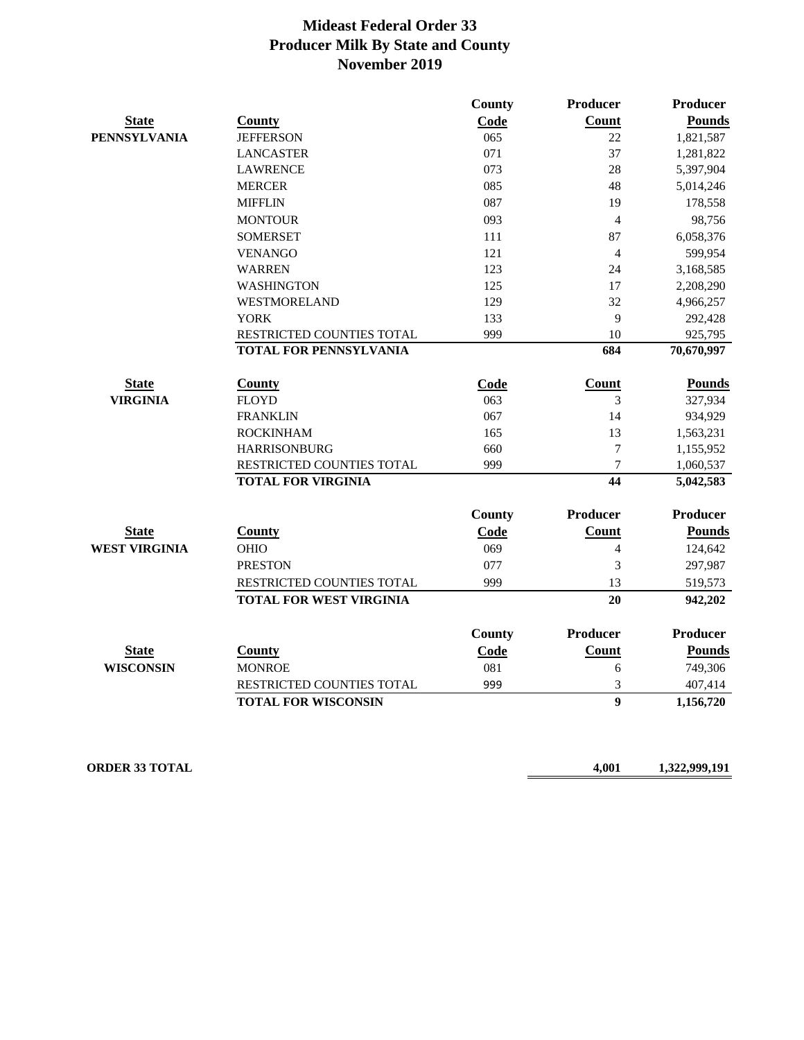# Mideast Federal Order 33
# Producer Milk By State and County
# November 2019

| State | County | County Code | Producer Count | Producer Pounds |
|---|---|---|---|---|
| PENNSYLVANIA | JEFFERSON | 065 | 22 | 1,821,587 |
| | LANCASTER | 071 | 37 | 1,281,822 |
| | LAWRENCE | 073 | 28 | 5,397,904 |
| | MERCER | 085 | 48 | 5,014,246 |
| | MIFFLIN | 087 | 19 | 178,558 |
| | MONTOUR | 093 | 4 | 98,756 |
| | SOMERSET | 111 | 87 | 6,058,376 |
| | VENANGO | 121 | 4 | 599,954 |
| | WARREN | 123 | 24 | 3,168,585 |
| | WASHINGTON | 125 | 17 | 2,208,290 |
| | WESTMORELAND | 129 | 32 | 4,966,257 |
| | YORK | 133 | 9 | 292,428 |
| | RESTRICTED COUNTIES TOTAL | 999 | 10 | 925,795 |
| | **TOTAL FOR PENNSYLVANIA** | | **684** | **70,670,997** |

| State | County | Code | Count | Pounds |
|---|---|---|---|---|
| VIRGINIA | FLOYD | 063 | 3 | 327,934 |
| | FRANKLIN | 067 | 14 | 934,929 |
| | ROCKINHAM | 165 | 13 | 1,563,231 |
| | HARRISONBURG | 660 | 7 | 1,155,952 |
| | RESTRICTED COUNTIES TOTAL | 999 | 7 | 1,060,537 |
| | **TOTAL FOR VIRGINIA** | | **44** | **5,042,583** |

| State | County | County Code | Producer Count | Producer Pounds |
|---|---|---|---|---|
| WEST VIRGINIA | OHIO | 069 | 4 | 124,642 |
| | PRESTON | 077 | 3 | 297,987 |
| | RESTRICTED COUNTIES TOTAL | 999 | 13 | 519,573 |
| | **TOTAL FOR WEST VIRGINIA** | | **20** | **942,202** |

| State | County | County Code | Producer Count | Producer Pounds |
|---|---|---|---|---|
| WISCONSIN | MONROE | 081 | 6 | 749,306 |
| | RESTRICTED COUNTIES TOTAL | 999 | 3 | 407,414 |
| | **TOTAL FOR WISCONSIN** | | **9** | **1,156,720** |

| | | | | |
|---|---|---|---|---|
| **ORDER 33 TOTAL** | | | **4,001** | **1,322,999,191** |